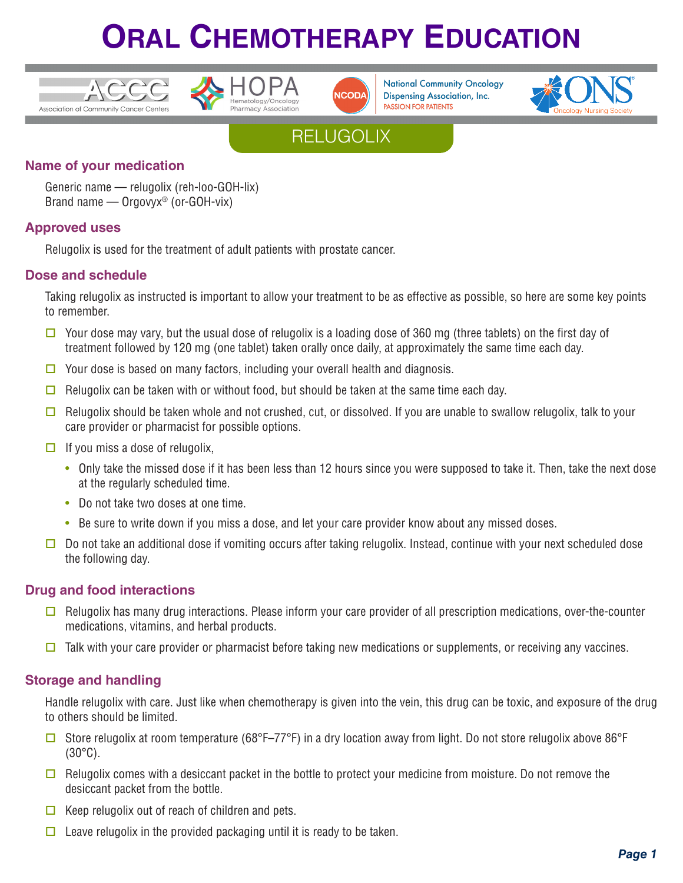# Oral Chemotherapy Education

ACCC Association of Community Cancer Centers | HOPA Hematology/Oncology Pharmacy Association | NCODA National Community Oncology Dispensing Association, Inc. PASSION FOR PATIENTS | ONS Oncology Nursing Society

## RELUGOLIX

### Name of your medication

Generic name — relugolix (reh-loo-GOH-lix)
Brand name — Orgovyx® (or-GOH-vix)

### Approved uses

Relugolix is used for the treatment of adult patients with prostate cancer.

### Dose and schedule

Taking relugolix as instructed is important to allow your treatment to be as effective as possible, so here are some key points to remember.

- ☐ Your dose may vary, but the usual dose of relugolix is a loading dose of 360 mg (three tablets) on the first day of treatment followed by 120 mg (one tablet) taken orally once daily, at approximately the same time each day.
- ☐ Your dose is based on many factors, including your overall health and diagnosis.
- ☐ Relugolix can be taken with or without food, but should be taken at the same time each day.
- ☐ Relugolix should be taken whole and not crushed, cut, or dissolved. If you are unable to swallow relugolix, talk to your care provider or pharmacist for possible options.
- ☐ If you miss a dose of relugolix,
  - Only take the missed dose if it has been less than 12 hours since you were supposed to take it. Then, take the next dose at the regularly scheduled time.
  - Do not take two doses at one time.
  - Be sure to write down if you miss a dose, and let your care provider know about any missed doses.
- ☐ Do not take an additional dose if vomiting occurs after taking relugolix. Instead, continue with your next scheduled dose the following day.

### Drug and food interactions

- ☐ Relugolix has many drug interactions. Please inform your care provider of all prescription medications, over-the-counter medications, vitamins, and herbal products.
- ☐ Talk with your care provider or pharmacist before taking new medications or supplements, or receiving any vaccines.

### Storage and handling

Handle relugolix with care. Just like when chemotherapy is given into the vein, this drug can be toxic, and exposure of the drug to others should be limited.

- ☐ Store relugolix at room temperature (68°F–77°F) in a dry location away from light. Do not store relugolix above 86°F (30°C).
- ☐ Relugolix comes with a desiccant packet in the bottle to protect your medicine from moisture. Do not remove the desiccant packet from the bottle.
- ☐ Keep relugolix out of reach of children and pets.
- ☐ Leave relugolix in the provided packaging until it is ready to be taken.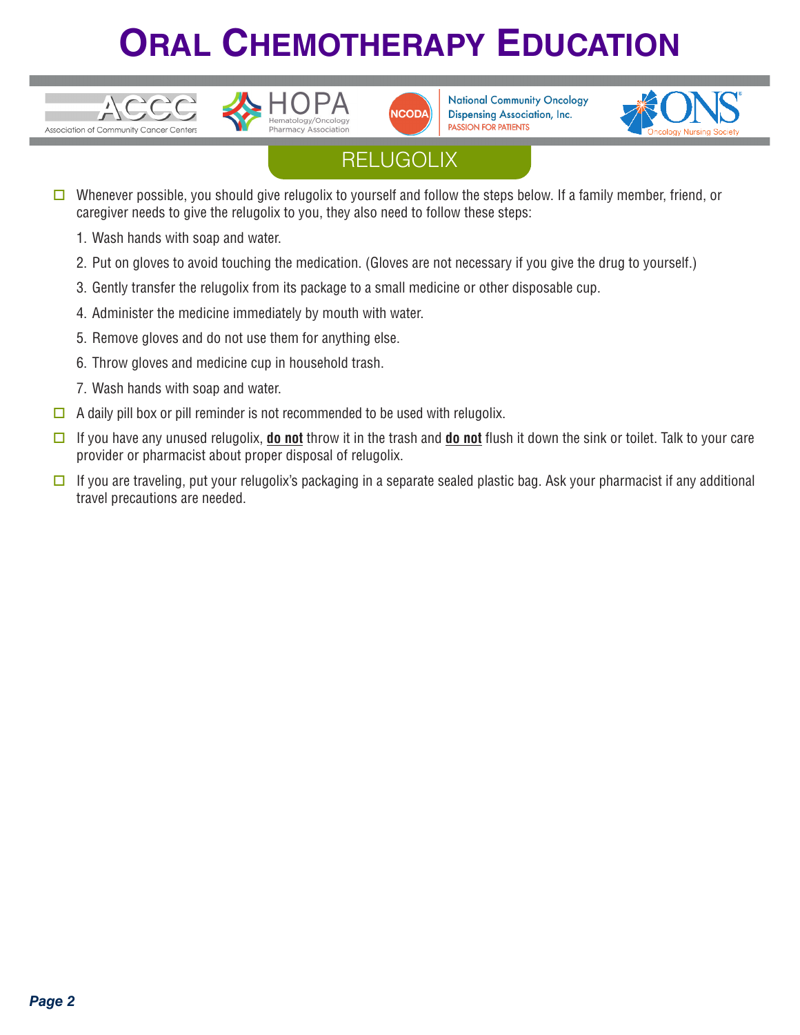# Oral Chemotherapy Education

## RELUGOLIX

- ☐ Whenever possible, you should give relugolix to yourself and follow the steps below. If a family member, friend, or caregiver needs to give the relugolix to you, they also need to follow these steps:
  1. Wash hands with soap and water.
  2. Put on gloves to avoid touching the medication. (Gloves are not necessary if you give the drug to yourself.)
  3. Gently transfer the relugolix from its package to a small medicine or other disposable cup.
  4. Administer the medicine immediately by mouth with water.
  5. Remove gloves and do not use them for anything else.
  6. Throw gloves and medicine cup in household trash.
  7. Wash hands with soap and water.
- ☐ A daily pill box or pill reminder is not recommended to be used with relugolix.
- ☐ If you have any unused relugolix, **do not** throw it in the trash and **do not** flush it down the sink or toilet. Talk to your care provider or pharmacist about proper disposal of relugolix.
- ☐ If you are traveling, put your relugolix's packaging in a separate sealed plastic bag. Ask your pharmacist if any additional travel precautions are needed.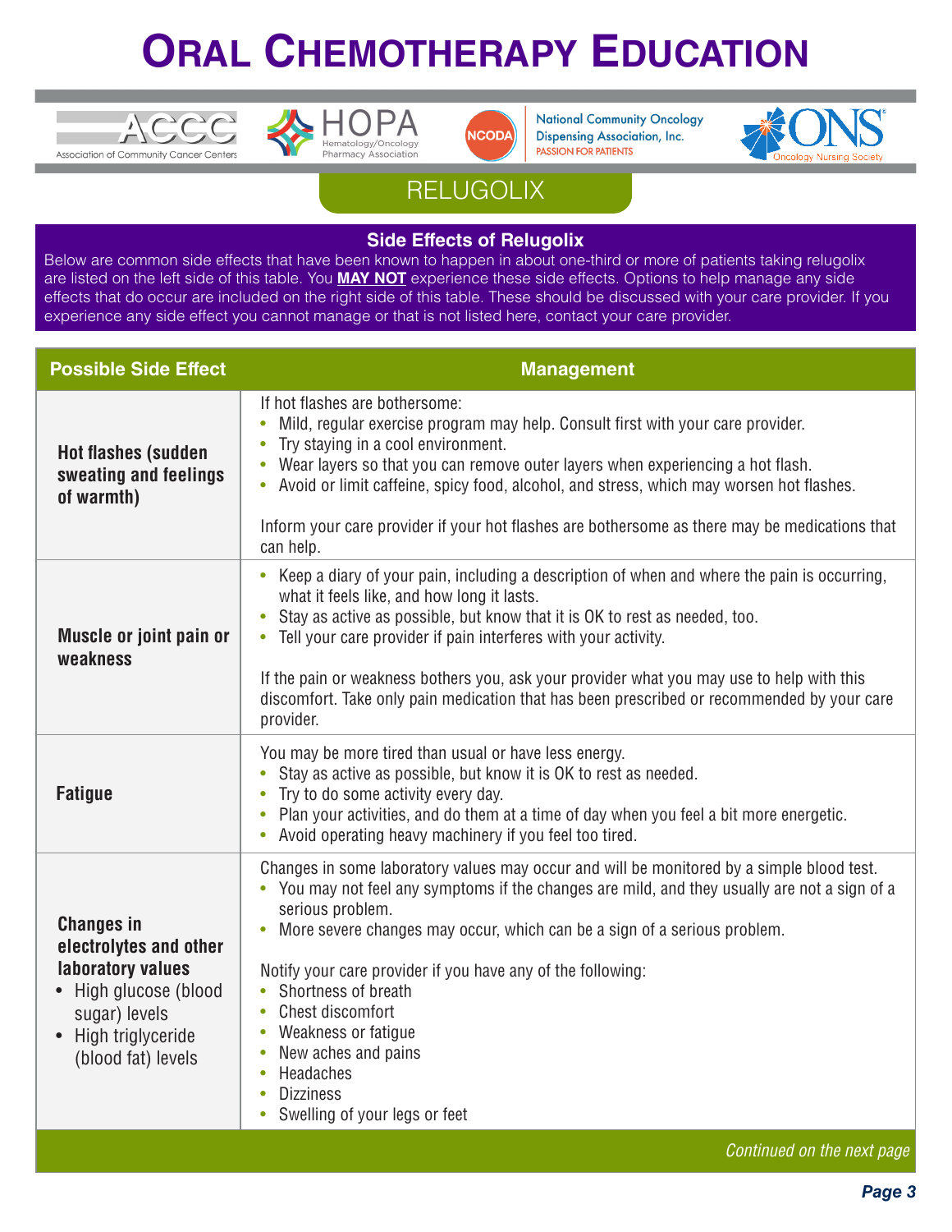# ORAL CHEMOTHERAPY EDUCATION

## RELUGOLIX

### Side Effects of Relugolix

Below are common side effects that have been known to happen in about one-third or more of patients taking relugolix are listed on the left side of this table. You **MAY NOT** experience these side effects. Options to help manage any side effects that do occur are included on the right side of this table. These should be discussed with your care provider. If you experience any side effect you cannot manage or that is not listed here, contact your care provider.

| Possible Side Effect | Management |
|---|---|
| **Hot flashes (sudden sweating and feelings of warmth)** | If hot flashes are bothersome:<br>• Mild, regular exercise program may help. Consult first with your care provider.<br>• Try staying in a cool environment.<br>• Wear layers so that you can remove outer layers when experiencing a hot flash.<br>• Avoid or limit caffeine, spicy food, alcohol, and stress, which may worsen hot flashes.<br><br>Inform your care provider if your hot flashes are bothersome as there may be medications that can help. |
| **Muscle or joint pain or weakness** | • Keep a diary of your pain, including a description of when and where the pain is occurring, what it feels like, and how long it lasts.<br>• Stay as active as possible, but know that it is OK to rest as needed, too.<br>• Tell your care provider if pain interferes with your activity.<br><br>If the pain or weakness bothers you, ask your provider what you may use to help with this discomfort. Take only pain medication that has been prescribed or recommended by your care provider. |
| **Fatigue** | You may be more tired than usual or have less energy.<br>• Stay as active as possible, but know it is OK to rest as needed.<br>• Try to do some activity every day.<br>• Plan your activities, and do them at a time of day when you feel a bit more energetic.<br>• Avoid operating heavy machinery if you feel too tired. |
| **Changes in electrolytes and other laboratory values**<br>• High glucose (blood sugar) levels<br>• High triglyceride (blood fat) levels | Changes in some laboratory values may occur and will be monitored by a simple blood test.<br>• You may not feel any symptoms if the changes are mild, and they usually are not a sign of a serious problem.<br>• More severe changes may occur, which can be a sign of a serious problem.<br><br>Notify your care provider if you have any of the following:<br>• Shortness of breath<br>• Chest discomfort<br>• Weakness or fatigue<br>• New aches and pains<br>• Headaches<br>• Dizziness<br>• Swelling of your legs or feet |

*Continued on the next page*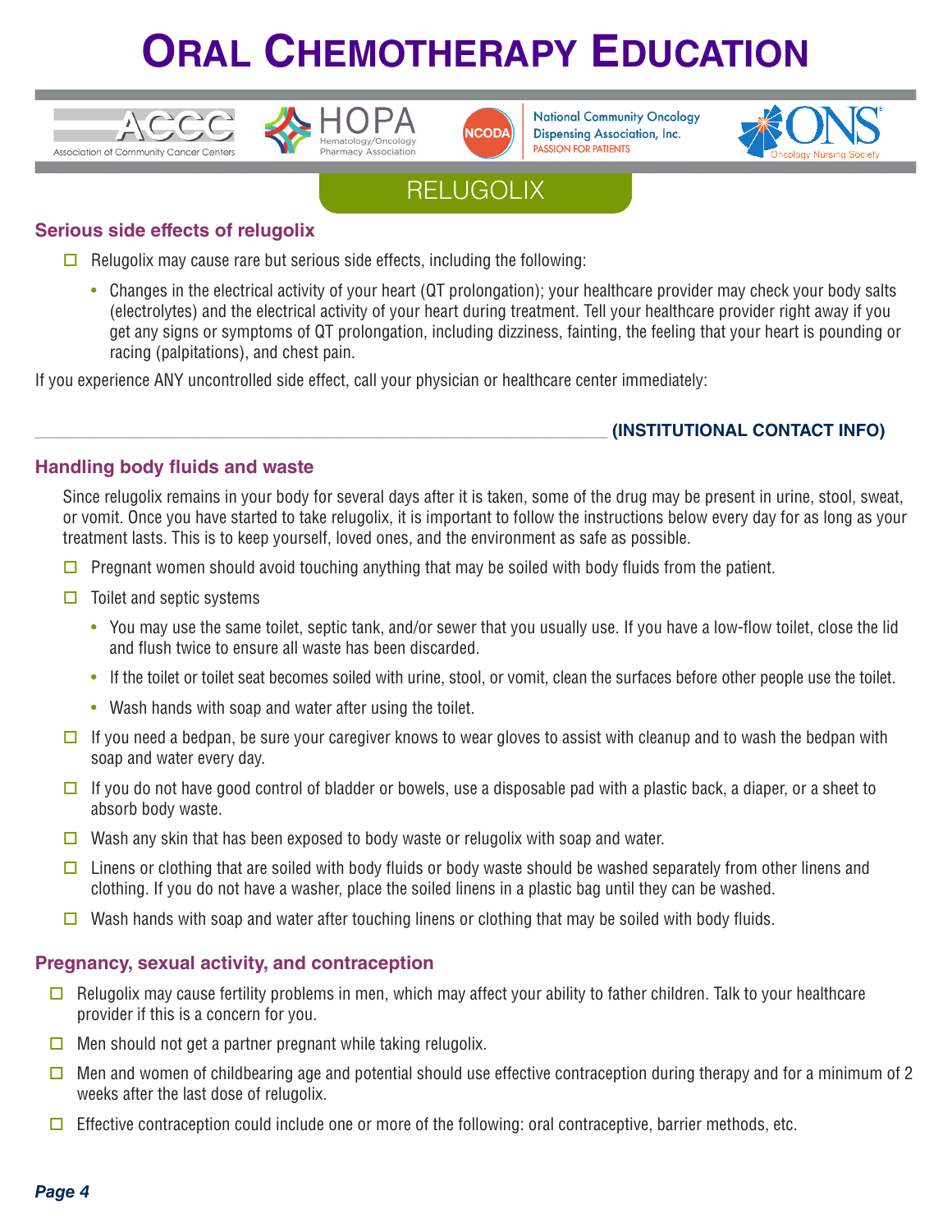# Oral Chemotherapy Education

## RELUGOLIX

### Serious side effects of relugolix

- ☐ Relugolix may cause rare but serious side effects, including the following:
  - Changes in the electrical activity of your heart (QT prolongation); your healthcare provider may check your body salts (electrolytes) and the electrical activity of your heart during treatment. Tell your healthcare provider right away if you get any signs or symptoms of QT prolongation, including dizziness, fainting, the feeling that your heart is pounding or racing (palpitations), and chest pain.

If you experience ANY uncontrolled side effect, call your physician or healthcare center immediately:

_______________________________________________ **(INSTITUTIONAL CONTACT INFO)**

### Handling body fluids and waste

Since relugolix remains in your body for several days after it is taken, some of the drug may be present in urine, stool, sweat, or vomit. Once you have started to take relugolix, it is important to follow the instructions below every day for as long as your treatment lasts. This is to keep yourself, loved ones, and the environment as safe as possible.

- ☐ Pregnant women should avoid touching anything that may be soiled with body fluids from the patient.
- ☐ Toilet and septic systems
  - You may use the same toilet, septic tank, and/or sewer that you usually use. If you have a low-flow toilet, close the lid and flush twice to ensure all waste has been discarded.
  - If the toilet or toilet seat becomes soiled with urine, stool, or vomit, clean the surfaces before other people use the toilet.
  - Wash hands with soap and water after using the toilet.
- ☐ If you need a bedpan, be sure your caregiver knows to wear gloves to assist with cleanup and to wash the bedpan with soap and water every day.
- ☐ If you do not have good control of bladder or bowels, use a disposable pad with a plastic back, a diaper, or a sheet to absorb body waste.
- ☐ Wash any skin that has been exposed to body waste or relugolix with soap and water.
- ☐ Linens or clothing that are soiled with body fluids or body waste should be washed separately from other linens and clothing. If you do not have a washer, place the soiled linens in a plastic bag until they can be washed.
- ☐ Wash hands with soap and water after touching linens or clothing that may be soiled with body fluids.

### Pregnancy, sexual activity, and contraception

- ☐ Relugolix may cause fertility problems in men, which may affect your ability to father children. Talk to your healthcare provider if this is a concern for you.
- ☐ Men should not get a partner pregnant while taking relugolix.
- ☐ Men and women of childbearing age and potential should use effective contraception during therapy and for a minimum of 2 weeks after the last dose of relugolix.
- ☐ Effective contraception could include one or more of the following: oral contraceptive, barrier methods, etc.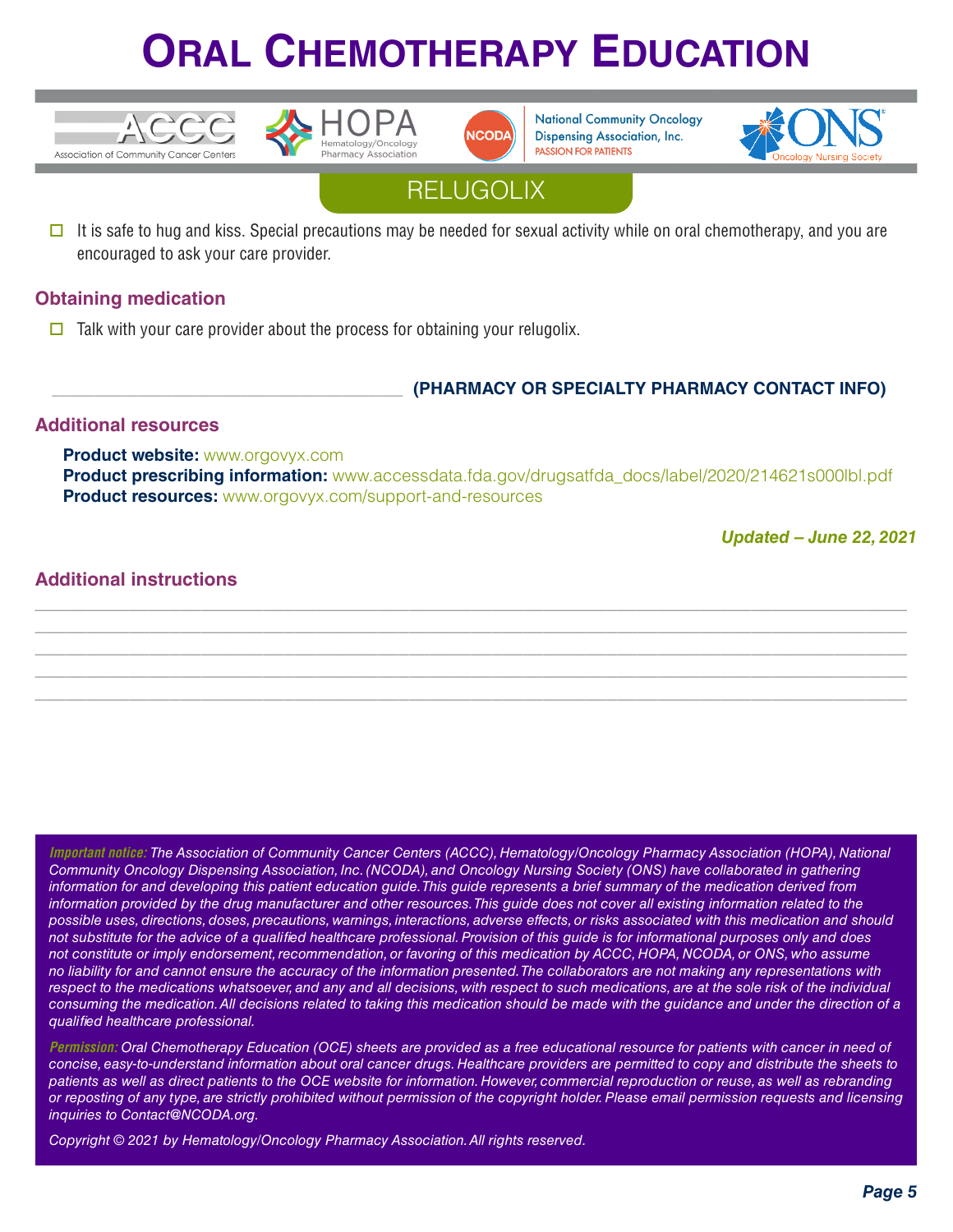# Oral Chemotherapy Education

## RELUGOLIX

- ☐ It is safe to hug and kiss. Special precautions may be needed for sexual activity while on oral chemotherapy, and you are encouraged to ask your care provider.

### Obtaining medication

- ☐ Talk with your care provider about the process for obtaining your relugolix.

_________________________________________ **(PHARMACY OR SPECIALTY PHARMACY CONTACT INFO)**

### Additional resources

**Product website:** www.orgovyx.com
**Product prescribing information:** www.accessdata.fda.gov/drugsatfda_docs/label/2020/214621s000lbl.pdf
**Product resources:** www.orgovyx.com/support-and-resources

***Updated – June 22, 2021***

### Additional instructions

_____________________________________________________________________________________
_____________________________________________________________________________________
_____________________________________________________________________________________
_____________________________________________________________________________________
_____________________________________________________________________________________

*Important notice: The Association of Community Cancer Centers (ACCC), Hematology/Oncology Pharmacy Association (HOPA), National Community Oncology Dispensing Association, Inc. (NCODA), and Oncology Nursing Society (ONS) have collaborated in gathering information for and developing this patient education guide. This guide represents a brief summary of the medication derived from information provided by the drug manufacturer and other resources. This guide does not cover all existing information related to the possible uses, directions, doses, precautions, warnings, interactions, adverse effects, or risks associated with this medication and should not substitute for the advice of a qualified healthcare professional. Provision of this guide is for informational purposes only and does not constitute or imply endorsement, recommendation, or favoring of this medication by ACCC, HOPA, NCODA, or ONS, who assume no liability for and cannot ensure the accuracy of the information presented. The collaborators are not making any representations with respect to the medications whatsoever, and any and all decisions, with respect to such medications, are at the sole risk of the individual consuming the medication. All decisions related to taking this medication should be made with the guidance and under the direction of a qualified healthcare professional.*

*Permission: Oral Chemotherapy Education (OCE) sheets are provided as a free educational resource for patients with cancer in need of concise, easy-to-understand information about oral cancer drugs. Healthcare providers are permitted to copy and distribute the sheets to patients as well as direct patients to the OCE website for information. However, commercial reproduction or reuse, as well as rebranding or reposting of any type, are strictly prohibited without permission of the copyright holder. Please email permission requests and licensing inquiries to Contact@NCODA.org.*

*Copyright © 2021 by Hematology/Oncology Pharmacy Association. All rights reserved.*